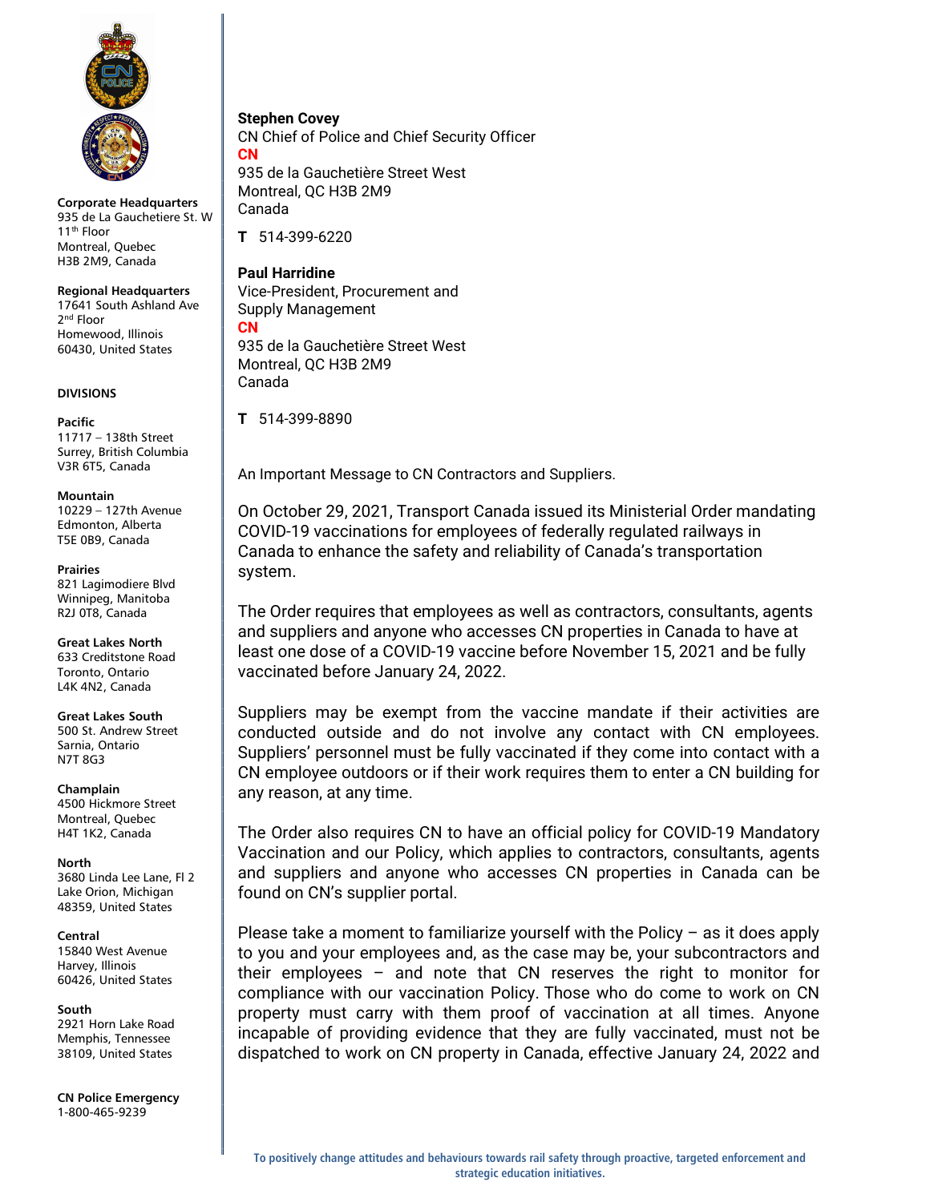**Corporate Headquarters**
935 de La Gauchetiere St. W
11th Floor
Montreal, Quebec
H3B 2M9, Canada

**Regional Headquarters**
17641 South Ashland Ave
2nd Floor
Homewood, Illinois
60430, United States

**DIVISIONS**

**Pacific**
11717 – 138th Street
Surrey, British Columbia
V3R 6T5, Canada

**Mountain**
10229 – 127th Avenue
Edmonton, Alberta
T5E 0B9, Canada

**Prairies**
821 Lagimodiere Blvd
Winnipeg, Manitoba
R2J 0T8, Canada

**Great Lakes North**
633 Creditstone Road
Toronto, Ontario
L4K 4N2, Canada

**Great Lakes South**
500 St. Andrew Street
Sarnia, Ontario
N7T 8G3

**Champlain**
4500 Hickmore Street
Montreal, Quebec
H4T 1K2, Canada

**North**
3680 Linda Lee Lane, Fl 2
Lake Orion, Michigan
48359, United States

**Central**
15840 West Avenue
Harvey, Illinois
60426, United States

**South**
2921 Horn Lake Road
Memphis, Tennessee
38109, United States

**CN Police Emergency**
1-800-465-9239

---

**Stephen Covey**
CN Chief of Police and Chief Security Officer
**CN**
935 de la Gauchetière Street West
Montreal, QC H3B 2M9
Canada

**T** 514-399-6220

**Paul Harridine**
Vice-President, Procurement and Supply Management
**CN**
935 de la Gauchetière Street West
Montreal, QC H3B 2M9
Canada

**T** 514-399-8890

An Important Message to CN Contractors and Suppliers.

On October 29, 2021, Transport Canada issued its Ministerial Order mandating COVID-19 vaccinations for employees of federally regulated railways in Canada to enhance the safety and reliability of Canada's transportation system.

The Order requires that employees as well as contractors, consultants, agents and suppliers and anyone who accesses CN properties in Canada to have at least one dose of a COVID-19 vaccine before November 15, 2021 and be fully vaccinated before January 24, 2022.

Suppliers may be exempt from the vaccine mandate if their activities are conducted outside and do not involve any contact with CN employees. Suppliers' personnel must be fully vaccinated if they come into contact with a CN employee outdoors or if their work requires them to enter a CN building for any reason, at any time.

The Order also requires CN to have an official policy for COVID-19 Mandatory Vaccination and our Policy, which applies to contractors, consultants, agents and suppliers and anyone who accesses CN properties in Canada can be found on CN's supplier portal.

Please take a moment to familiarize yourself with the Policy – as it does apply to you and your employees and, as the case may be, your subcontractors and their employees – and note that CN reserves the right to monitor for compliance with our vaccination Policy. Those who do come to work on CN property must carry with them proof of vaccination at all times. Anyone incapable of providing evidence that they are fully vaccinated, must not be dispatched to work on CN property in Canada, effective January 24, 2022 and

To positively change attitudes and behaviours towards rail safety through proactive, targeted enforcement and strategic education initiatives.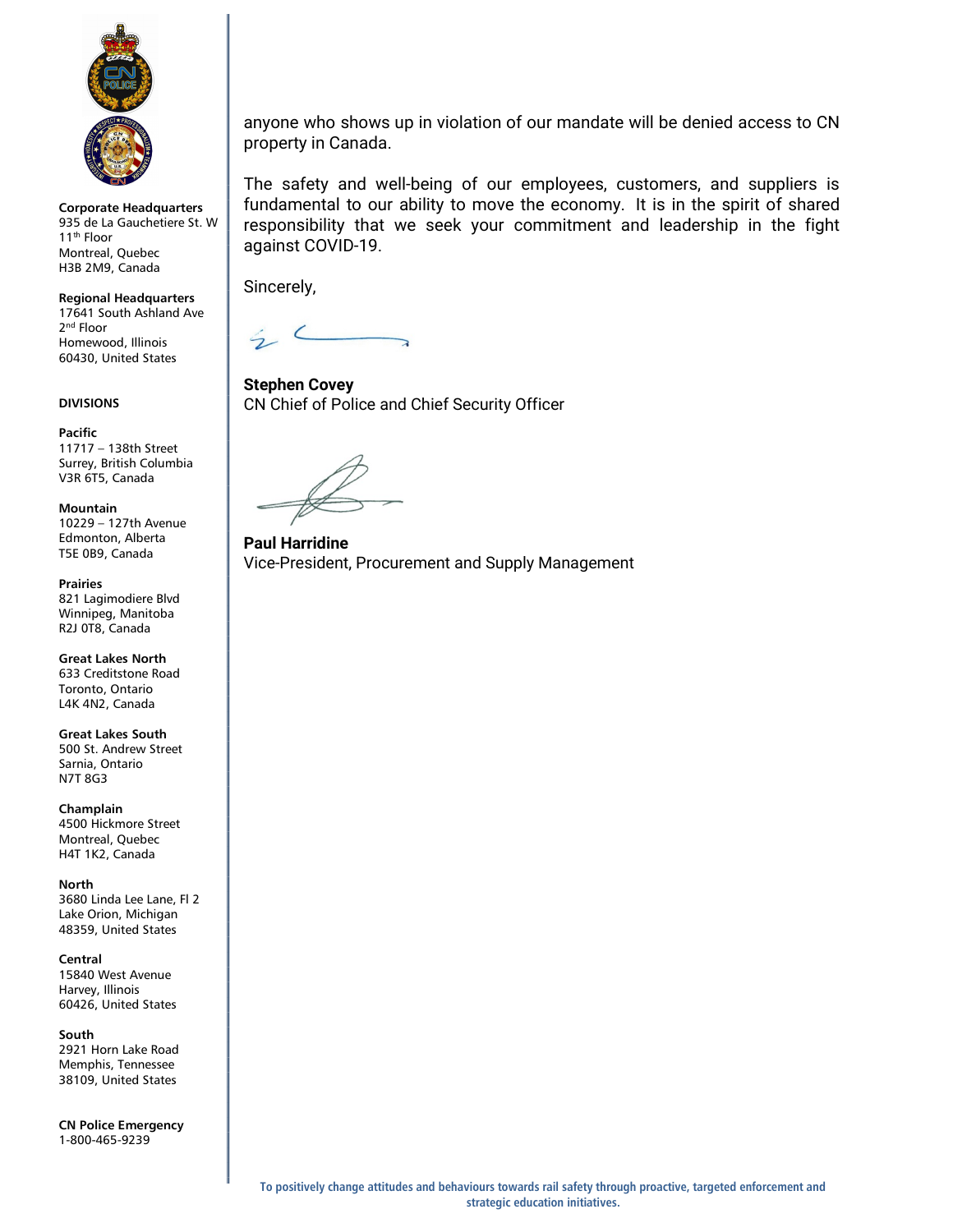**Corporate Headquarters**
935 de La Gauchetiere St. W
11th Floor
Montreal, Quebec
H3B 2M9, Canada

**Regional Headquarters**
17641 South Ashland Ave
2nd Floor
Homewood, Illinois
60430, United States

**DIVISIONS**

**Pacific**
11717 – 138th Street
Surrey, British Columbia
V3R 6T5, Canada

**Mountain**
10229 – 127th Avenue
Edmonton, Alberta
T5E 0B9, Canada

**Prairies**
821 Lagimodiere Blvd
Winnipeg, Manitoba
R2J 0T8, Canada

**Great Lakes North**
633 Creditstone Road
Toronto, Ontario
L4K 4N2, Canada

**Great Lakes South**
500 St. Andrew Street
Sarnia, Ontario
N7T 8G3

**Champlain**
4500 Hickmore Street
Montreal, Quebec
H4T 1K2, Canada

**North**
3680 Linda Lee Lane, Fl 2
Lake Orion, Michigan
48359, United States

**Central**
15840 West Avenue
Harvey, Illinois
60426, United States

**South**
2921 Horn Lake Road
Memphis, Tennessee
38109, United States

**CN Police Emergency**
1-800-465-9239

anyone who shows up in violation of our mandate will be denied access to CN property in Canada.

The safety and well-being of our employees, customers, and suppliers is fundamental to our ability to move the economy. It is in the spirit of shared responsibility that we seek your commitment and leadership in the fight against COVID-19.

Sincerely,

**Stephen Covey**
CN Chief of Police and Chief Security Officer

**Paul Harridine**
Vice-President, Procurement and Supply Management

**To positively change attitudes and behaviours towards rail safety through proactive, targeted enforcement and strategic education initiatives.**